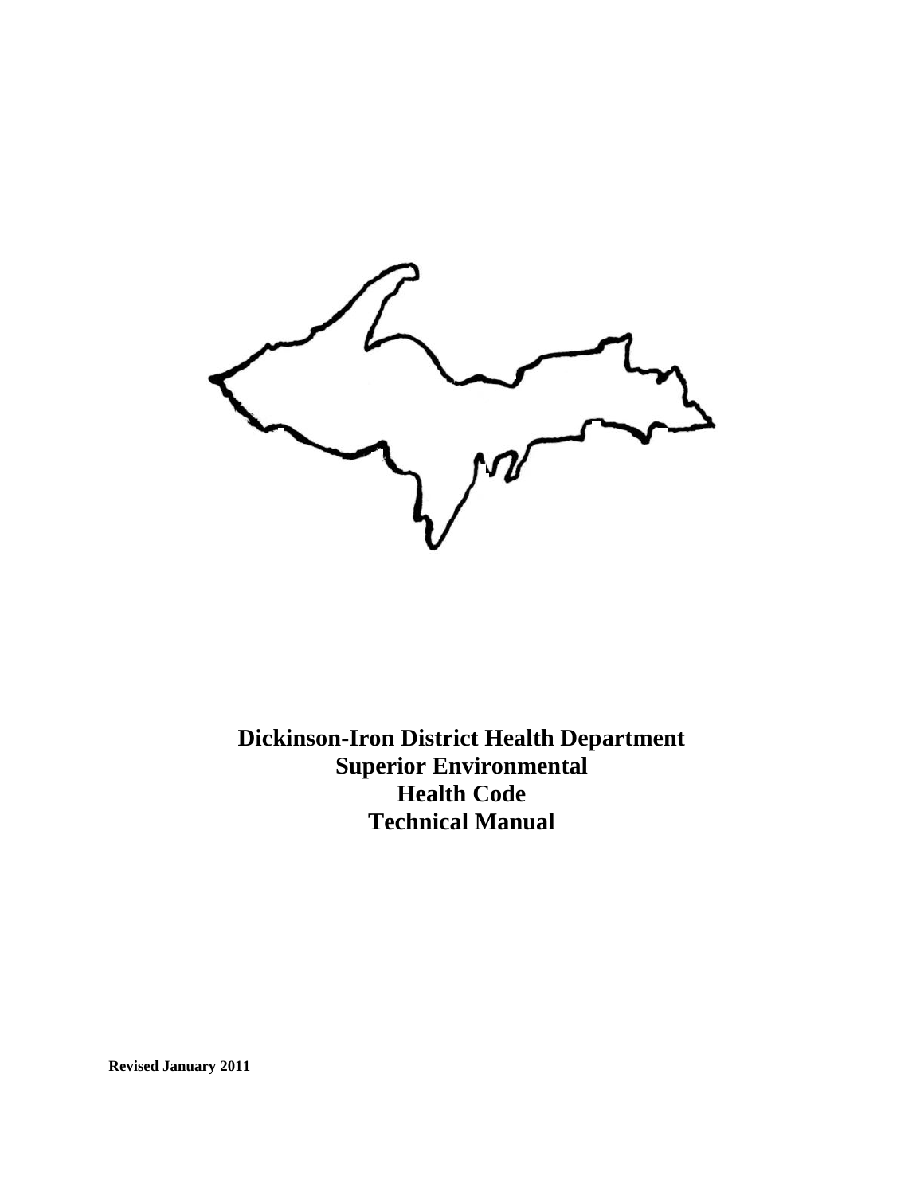# Dickinson-Iron District Health Department Superior Environmental Health Code Technical Manual

**Revised January 2011**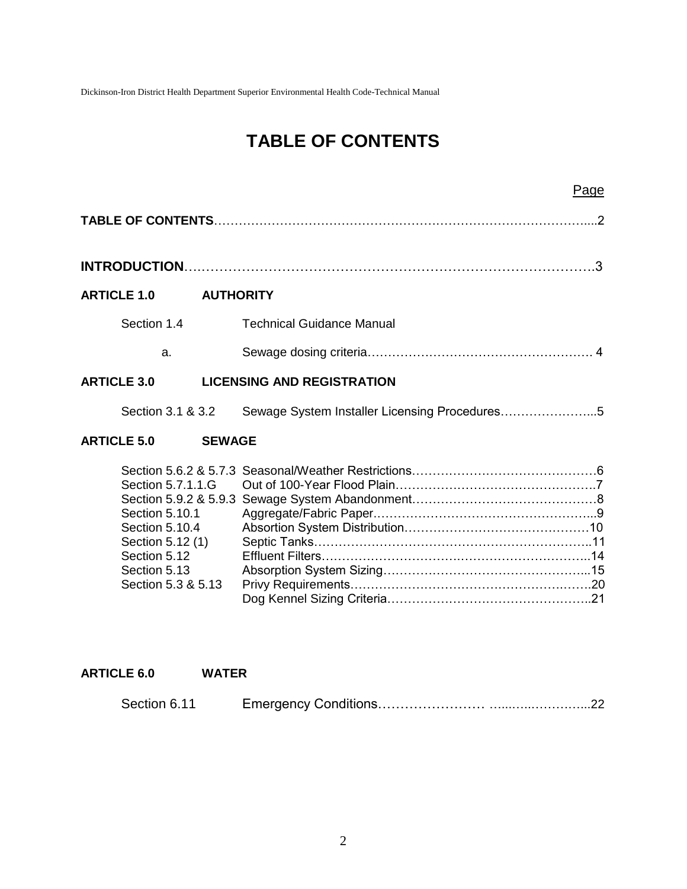# TABLE OF CONTENTS

| | | Page |
|---|---|---|
| **TABLE OF CONTENTS** | | 2 |
| **INTRODUCTION** | | 3 |
| **ARTICLE 1.0** | **AUTHORITY** | |
| Section 1.4 | Technical Guidance Manual | |
| a. | Sewage dosing criteria | 4 |
| **ARTICLE 3.0** | **LICENSING AND REGISTRATION** | |
| Section 3.1 & 3.2 | Sewage System Installer Licensing Procedures | 5 |
| **ARTICLE 5.0** | **SEWAGE** | |
| Section 5.6.2 & 5.7.3 | Seasonal/Weather Restrictions | 6 |
| Section 5.7.1.1.G | Out of 100-Year Flood Plain | 7 |
| Section 5.9.2 & 5.9.3 | Sewage System Abandonment | 8 |
| Section 5.10.1 | Aggregate/Fabric Paper | 9 |
| Section 5.10.4 | Absorption System Distribution | 10 |
| Section 5.12 (1) | Septic Tanks | 11 |
| Section 5.12 | Effluent Filters | 14 |
| Section 5.13 | Absorption System Sizing | 15 |
| Section 5.3 & 5.13 | Privy Requirements | 20 |
| | Dog Kennel Sizing Criteria | 21 |
| **ARTICLE 6.0** | **WATER** | |
| Section 6.11 | Emergency Conditions | 22 |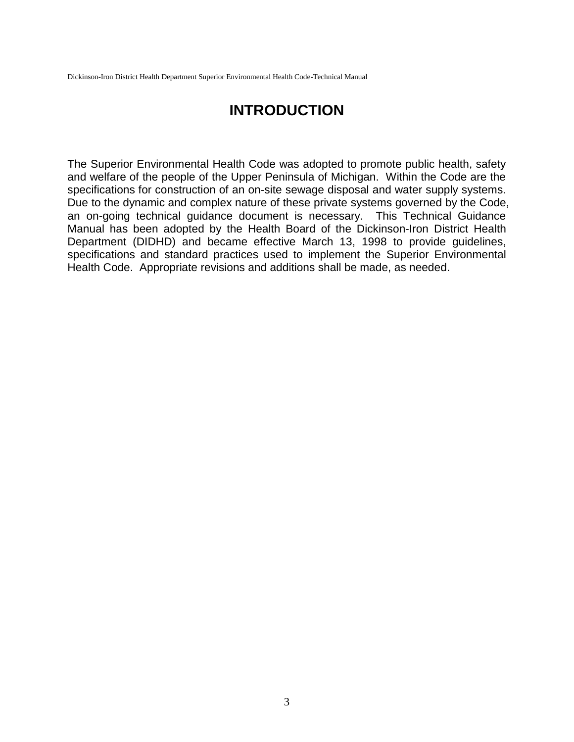# INTRODUCTION

The Superior Environmental Health Code was adopted to promote public health, safety and welfare of the people of the Upper Peninsula of Michigan. Within the Code are the specifications for construction of an on-site sewage disposal and water supply systems. Due to the dynamic and complex nature of these private systems governed by the Code, an on-going technical guidance document is necessary. This Technical Guidance Manual has been adopted by the Health Board of the Dickinson-Iron District Health Department (DIDHD) and became effective March 13, 1998 to provide guidelines, specifications and standard practices used to implement the Superior Environmental Health Code. Appropriate revisions and additions shall be made, as needed.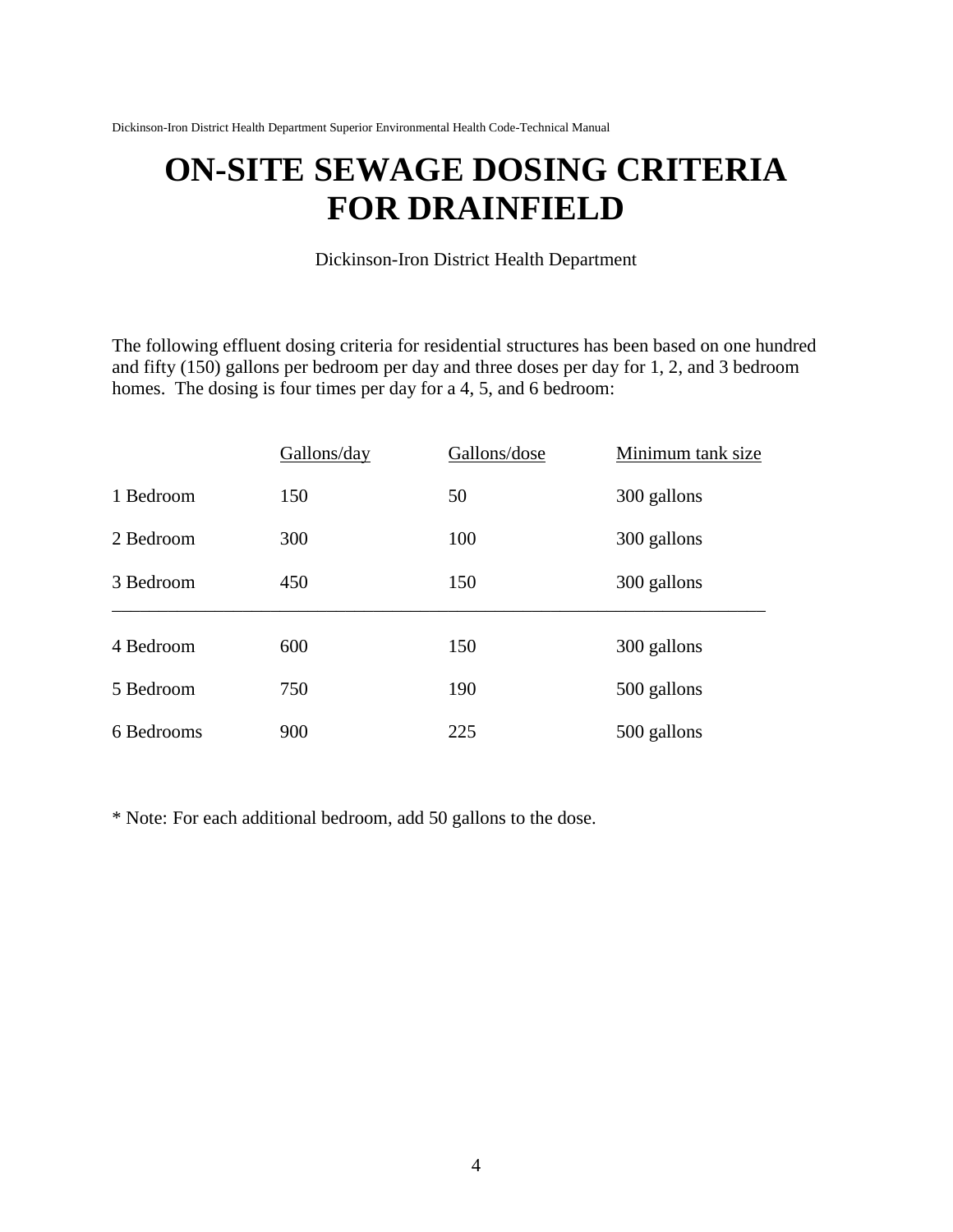# ON-SITE SEWAGE DOSING CRITERIA FOR DRAINFIELD

Dickinson-Iron District Health Department

The following effluent dosing criteria for residential structures has been based on one hundred and fifty (150) gallons per bedroom per day and three doses per day for 1, 2, and 3 bedroom homes. The dosing is four times per day for a 4, 5, and 6 bedroom:

| | Gallons/day | Gallons/dose | Minimum tank size |
|---|---|---|---|
| 1 Bedroom | 150 | 50 | 300 gallons |
| 2 Bedroom | 300 | 100 | 300 gallons |
| 3 Bedroom | 450 | 150 | 300 gallons |
| 4 Bedroom | 600 | 150 | 300 gallons |
| 5 Bedroom | 750 | 190 | 500 gallons |
| 6 Bedrooms | 900 | 225 | 500 gallons |

* Note: For each additional bedroom, add 50 gallons to the dose.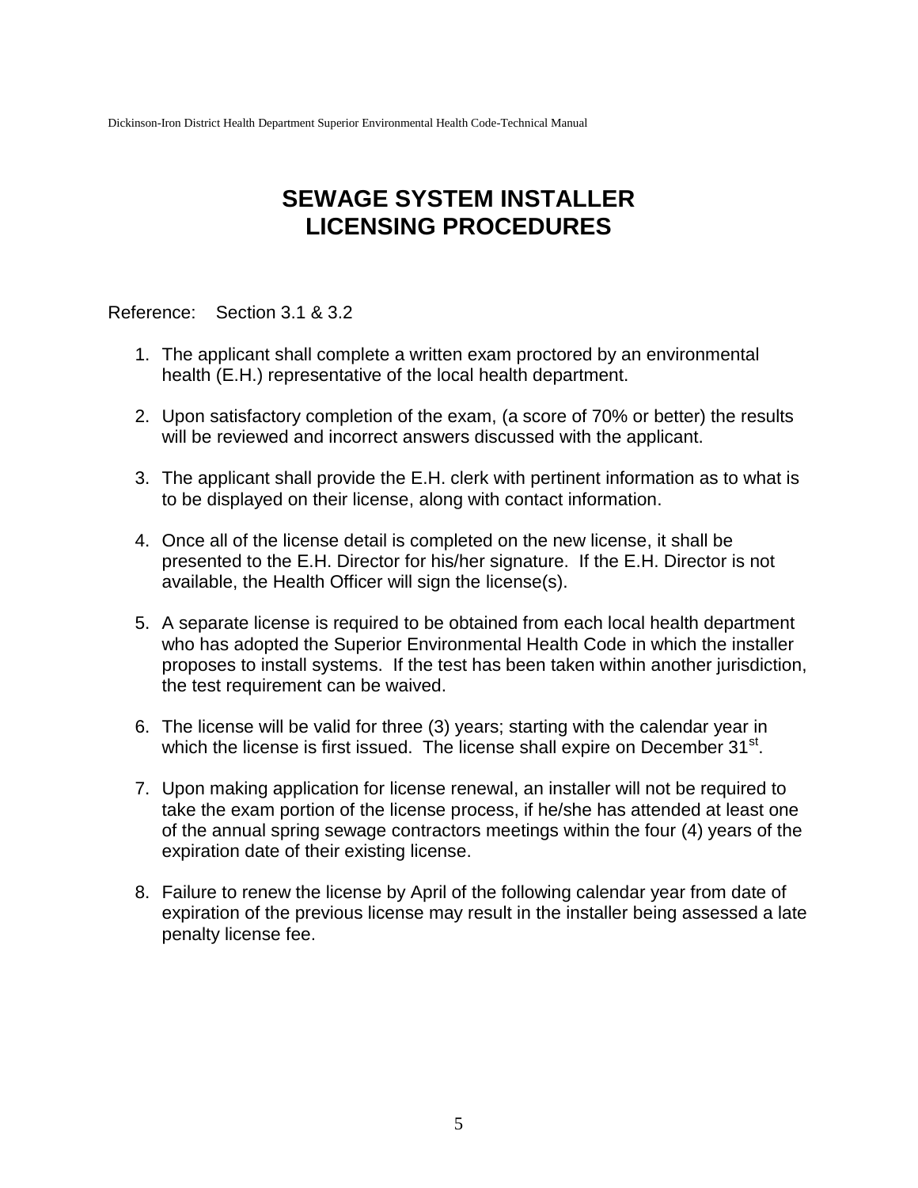# SEWAGE SYSTEM INSTALLER LICENSING PROCEDURES

Reference: Section 3.1 & 3.2

1. The applicant shall complete a written exam proctored by an environmental health (E.H.) representative of the local health department.

2. Upon satisfactory completion of the exam, (a score of 70% or better) the results will be reviewed and incorrect answers discussed with the applicant.

3. The applicant shall provide the E.H. clerk with pertinent information as to what is to be displayed on their license, along with contact information.

4. Once all of the license detail is completed on the new license, it shall be presented to the E.H. Director for his/her signature. If the E.H. Director is not available, the Health Officer will sign the license(s).

5. A separate license is required to be obtained from each local health department who has adopted the Superior Environmental Health Code in which the installer proposes to install systems. If the test has been taken within another jurisdiction, the test requirement can be waived.

6. The license will be valid for three (3) years; starting with the calendar year in which the license is first issued. The license shall expire on December 31st.

7. Upon making application for license renewal, an installer will not be required to take the exam portion of the license process, if he/she has attended at least one of the annual spring sewage contractors meetings within the four (4) years of the expiration date of their existing license.

8. Failure to renew the license by April of the following calendar year from date of expiration of the previous license may result in the installer being assessed a late penalty license fee.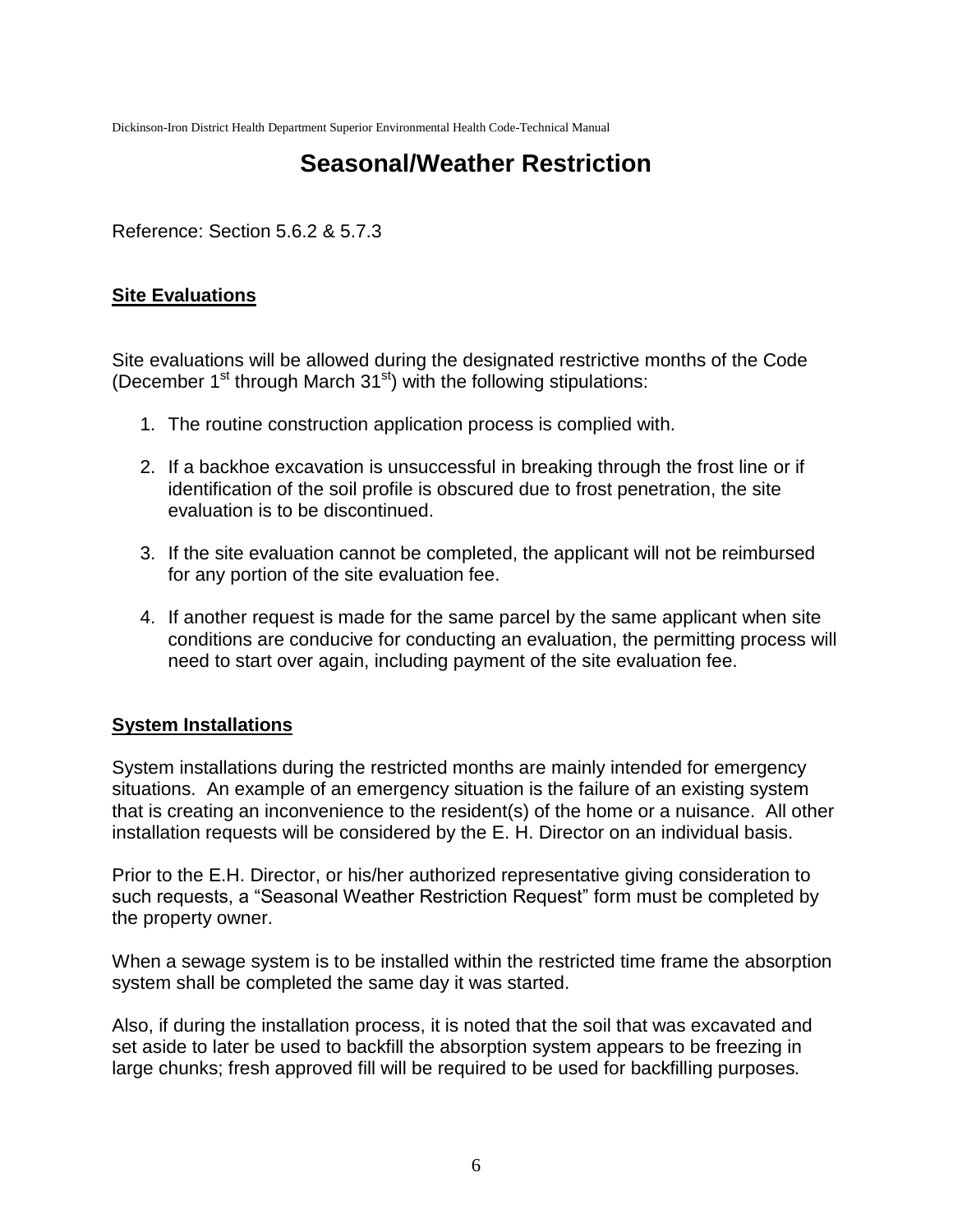# Seasonal/Weather Restriction

Reference: Section 5.6.2 & 5.7.3

## Site Evaluations

Site evaluations will be allowed during the designated restrictive months of the Code (December 1st through March 31st) with the following stipulations:

1. The routine construction application process is complied with.
2. If a backhoe excavation is unsuccessful in breaking through the frost line or if identification of the soil profile is obscured due to frost penetration, the site evaluation is to be discontinued.
3. If the site evaluation cannot be completed, the applicant will not be reimbursed for any portion of the site evaluation fee.
4. If another request is made for the same parcel by the same applicant when site conditions are conducive for conducting an evaluation, the permitting process will need to start over again, including payment of the site evaluation fee.

## System Installations

System installations during the restricted months are mainly intended for emergency situations. An example of an emergency situation is the failure of an existing system that is creating an inconvenience to the resident(s) of the home or a nuisance. All other installation requests will be considered by the E. H. Director on an individual basis.

Prior to the E.H. Director, or his/her authorized representative giving consideration to such requests, a "Seasonal Weather Restriction Request" form must be completed by the property owner.

When a sewage system is to be installed within the restricted time frame the absorption system shall be completed the same day it was started.

Also, if during the installation process, it is noted that the soil that was excavated and set aside to later be used to backfill the absorption system appears to be freezing in large chunks; fresh approved fill will be required to be used for backfilling purposes.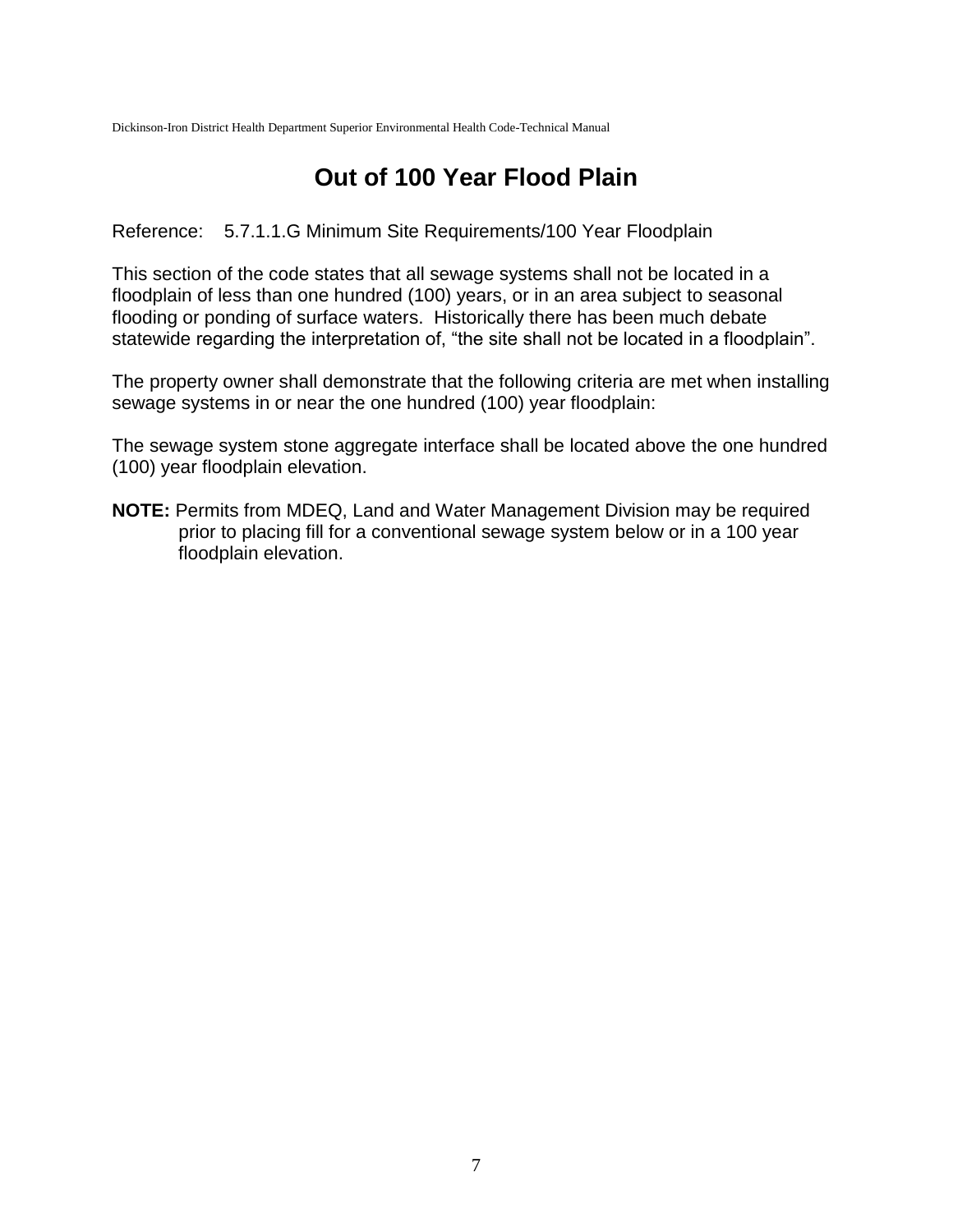# Out of 100 Year Flood Plain

Reference: 5.7.1.1.G Minimum Site Requirements/100 Year Floodplain

This section of the code states that all sewage systems shall not be located in a floodplain of less than one hundred (100) years, or in an area subject to seasonal flooding or ponding of surface waters. Historically there has been much debate statewide regarding the interpretation of, "the site shall not be located in a floodplain".

The property owner shall demonstrate that the following criteria are met when installing sewage systems in or near the one hundred (100) year floodplain:

The sewage system stone aggregate interface shall be located above the one hundred (100) year floodplain elevation.

**NOTE:** Permits from MDEQ, Land and Water Management Division may be required prior to placing fill for a conventional sewage system below or in a 100 year floodplain elevation.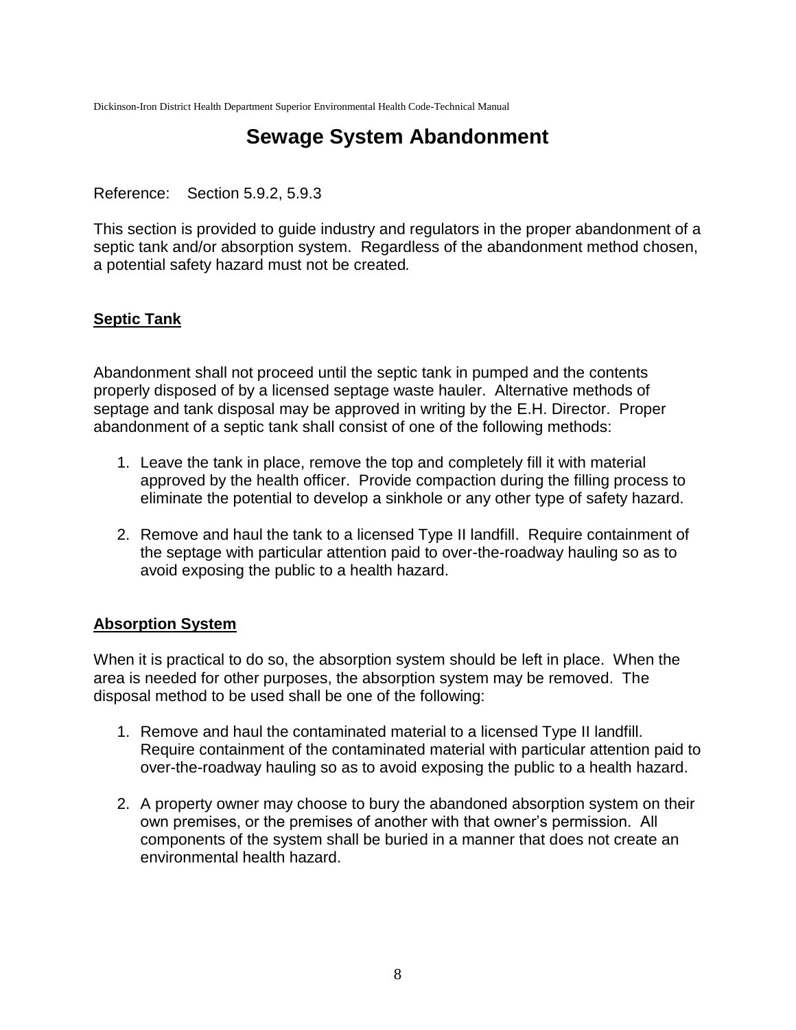# Sewage System Abandonment

Reference: Section 5.9.2, 5.9.3

This section is provided to guide industry and regulators in the proper abandonment of a septic tank and/or absorption system. Regardless of the abandonment method chosen, a potential safety hazard must not be created.

## Septic Tank

Abandonment shall not proceed until the septic tank in pumped and the contents properly disposed of by a licensed septage waste hauler. Alternative methods of septage and tank disposal may be approved in writing by the E.H. Director. Proper abandonment of a septic tank shall consist of one of the following methods:

1. Leave the tank in place, remove the top and completely fill it with material approved by the health officer. Provide compaction during the filling process to eliminate the potential to develop a sinkhole or any other type of safety hazard.

2. Remove and haul the tank to a licensed Type II landfill. Require containment of the septage with particular attention paid to over-the-roadway hauling so as to avoid exposing the public to a health hazard.

## Absorption System

When it is practical to do so, the absorption system should be left in place. When the area is needed for other purposes, the absorption system may be removed. The disposal method to be used shall be one of the following:

1. Remove and haul the contaminated material to a licensed Type II landfill. Require containment of the contaminated material with particular attention paid to over-the-roadway hauling so as to avoid exposing the public to a health hazard.

2. A property owner may choose to bury the abandoned absorption system on their own premises, or the premises of another with that owner's permission. All components of the system shall be buried in a manner that does not create an environmental health hazard.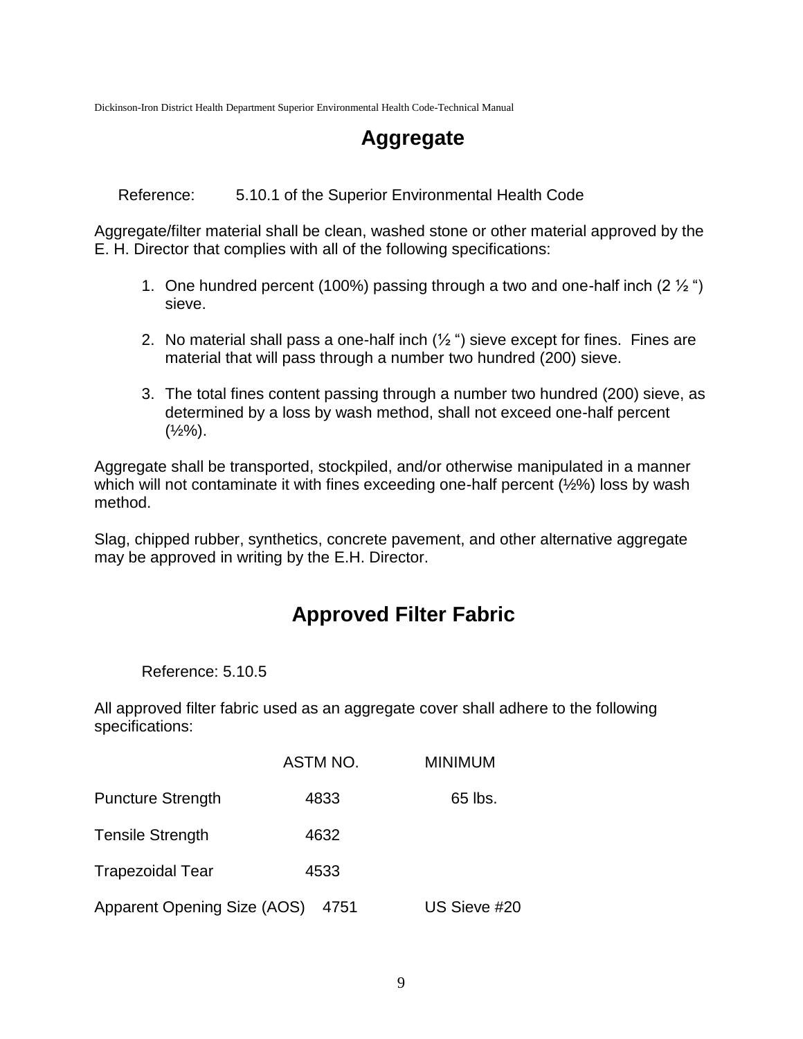# Aggregate

Reference: 5.10.1 of the Superior Environmental Health Code

Aggregate/filter material shall be clean, washed stone or other material approved by the E. H. Director that complies with all of the following specifications:

1. One hundred percent (100%) passing through a two and one-half inch (2 ½ ") sieve.

2. No material shall pass a one-half inch (½ ") sieve except for fines. Fines are material that will pass through a number two hundred (200) sieve.

3. The total fines content passing through a number two hundred (200) sieve, as determined by a loss by wash method, shall not exceed one-half percent (½%).

Aggregate shall be transported, stockpiled, and/or otherwise manipulated in a manner which will not contaminate it with fines exceeding one-half percent (½%) loss by wash method.

Slag, chipped rubber, synthetics, concrete pavement, and other alternative aggregate may be approved in writing by the E.H. Director.

# Approved Filter Fabric

Reference: 5.10.5

All approved filter fabric used as an aggregate cover shall adhere to the following specifications:

| | ASTM NO. | MINIMUM |
|---|---|---|
| Puncture Strength | 4833 | 65 lbs. |
| Tensile Strength | 4632 | |
| Trapezoidal Tear | 4533 | |
| Apparent Opening Size (AOS) | 4751 | US Sieve #20 |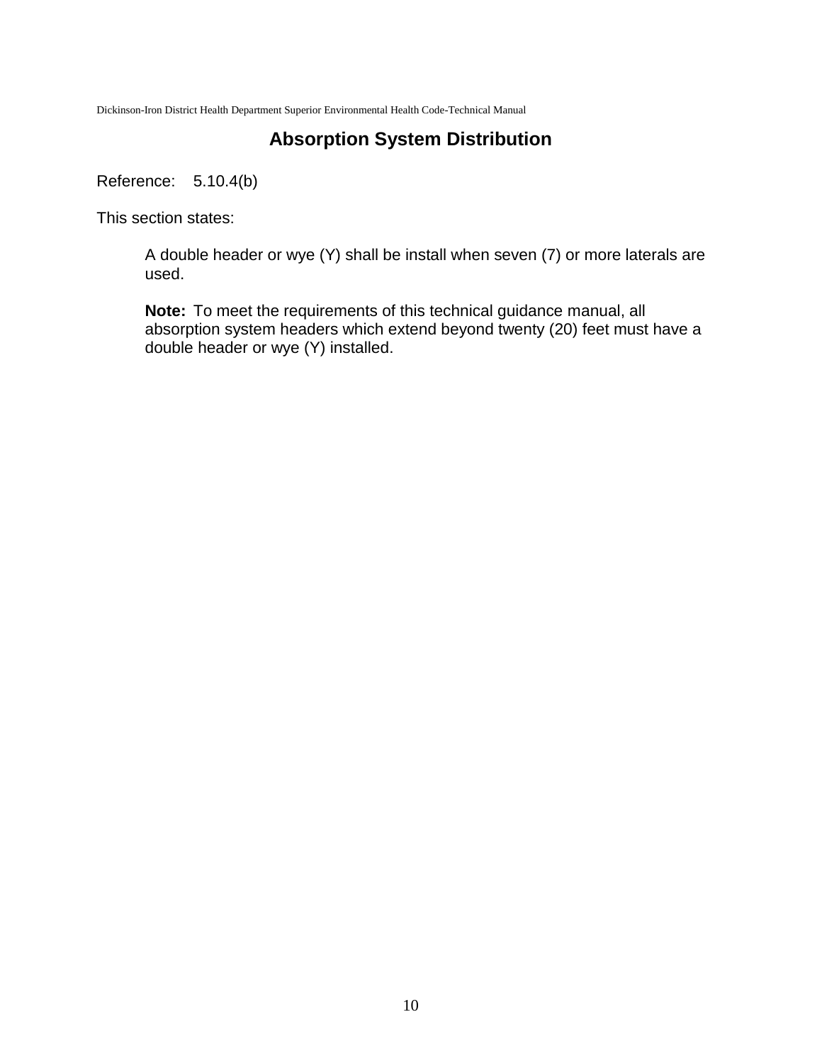## Absorption System Distribution

Reference: 5.10.4(b)

This section states:

> A double header or wye (Y) shall be install when seven (7) or more laterals are used.
>
> **Note:** To meet the requirements of this technical guidance manual, all absorption system headers which extend beyond twenty (20) feet must have a double header or wye (Y) installed.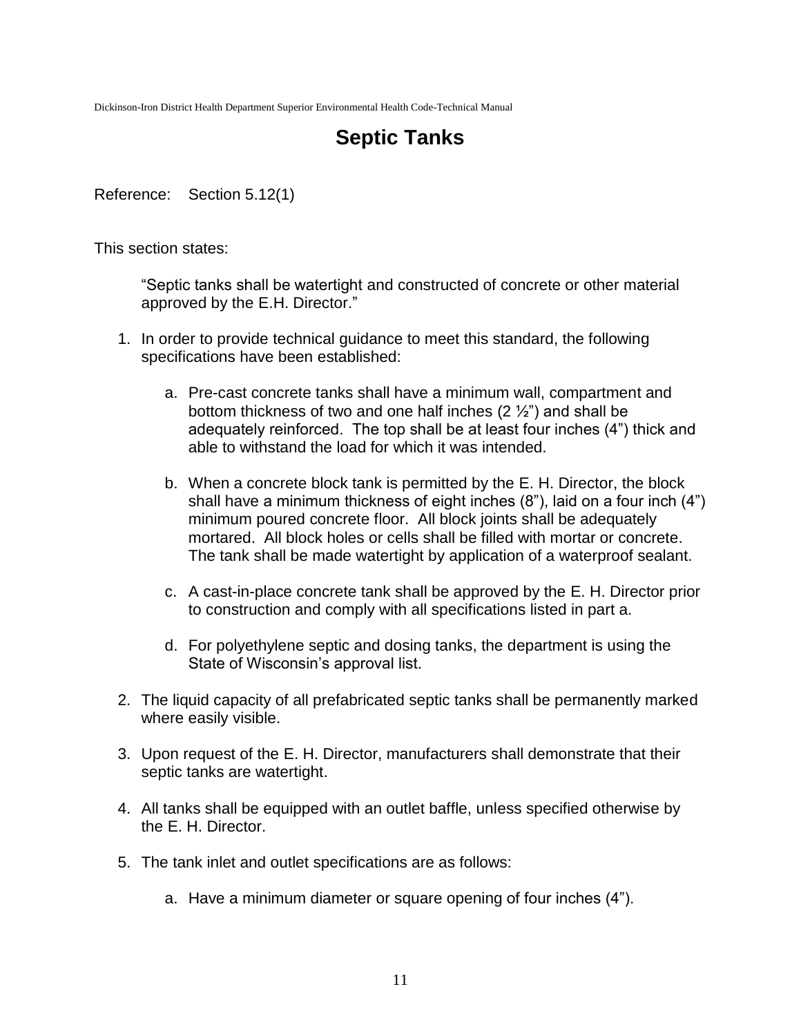# Septic Tanks

Reference: Section 5.12(1)

This section states:

> "Septic tanks shall be watertight and constructed of concrete or other material approved by the E.H. Director."

1. In order to provide technical guidance to meet this standard, the following specifications have been established:

    a. Pre-cast concrete tanks shall have a minimum wall, compartment and bottom thickness of two and one half inches (2 ½") and shall be adequately reinforced. The top shall be at least four inches (4") thick and able to withstand the load for which it was intended.

    b. When a concrete block tank is permitted by the E. H. Director, the block shall have a minimum thickness of eight inches (8"), laid on a four inch (4") minimum poured concrete floor. All block joints shall be adequately mortared. All block holes or cells shall be filled with mortar or concrete. The tank shall be made watertight by application of a waterproof sealant.

    c. A cast-in-place concrete tank shall be approved by the E. H. Director prior to construction and comply with all specifications listed in part a.

    d. For polyethylene septic and dosing tanks, the department is using the State of Wisconsin's approval list.

2. The liquid capacity of all prefabricated septic tanks shall be permanently marked where easily visible.

3. Upon request of the E. H. Director, manufacturers shall demonstrate that their septic tanks are watertight.

4. All tanks shall be equipped with an outlet baffle, unless specified otherwise by the E. H. Director.

5. The tank inlet and outlet specifications are as follows:

    a. Have a minimum diameter or square opening of four inches (4").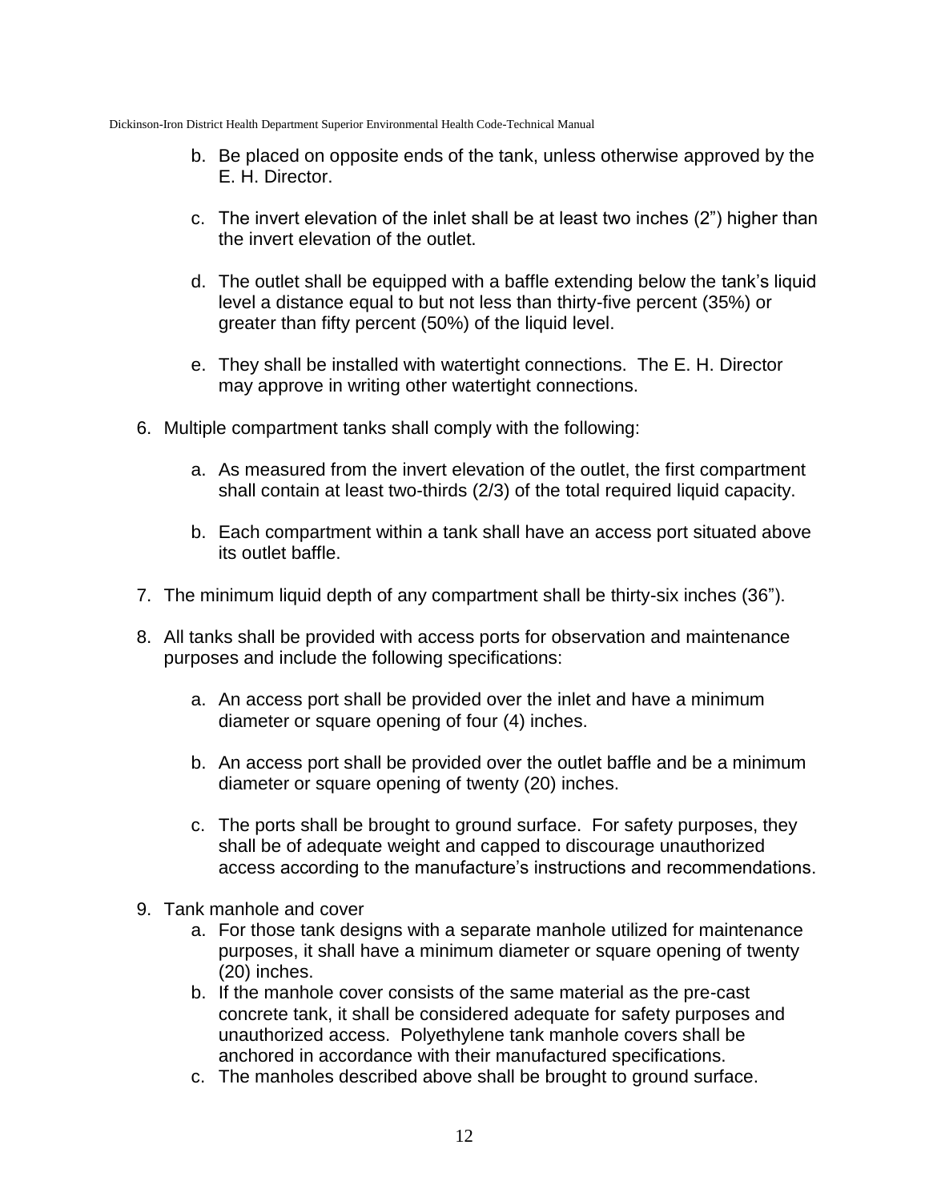b. Be placed on opposite ends of the tank, unless otherwise approved by the E. H. Director.

c. The invert elevation of the inlet shall be at least two inches (2") higher than the invert elevation of the outlet.

d. The outlet shall be equipped with a baffle extending below the tank's liquid level a distance equal to but not less than thirty-five percent (35%) or greater than fifty percent (50%) of the liquid level.

e. They shall be installed with watertight connections. The E. H. Director may approve in writing other watertight connections.

6. Multiple compartment tanks shall comply with the following:

   a. As measured from the invert elevation of the outlet, the first compartment shall contain at least two-thirds (2/3) of the total required liquid capacity.

   b. Each compartment within a tank shall have an access port situated above its outlet baffle.

7. The minimum liquid depth of any compartment shall be thirty-six inches (36").

8. All tanks shall be provided with access ports for observation and maintenance purposes and include the following specifications:

   a. An access port shall be provided over the inlet and have a minimum diameter or square opening of four (4) inches.

   b. An access port shall be provided over the outlet baffle and be a minimum diameter or square opening of twenty (20) inches.

   c. The ports shall be brought to ground surface. For safety purposes, they shall be of adequate weight and capped to discourage unauthorized access according to the manufacture's instructions and recommendations.

9. Tank manhole and cover
   a. For those tank designs with a separate manhole utilized for maintenance purposes, it shall have a minimum diameter or square opening of twenty (20) inches.
   b. If the manhole cover consists of the same material as the pre-cast concrete tank, it shall be considered adequate for safety purposes and unauthorized access. Polyethylene tank manhole covers shall be anchored in accordance with their manufactured specifications.
   c. The manholes described above shall be brought to ground surface.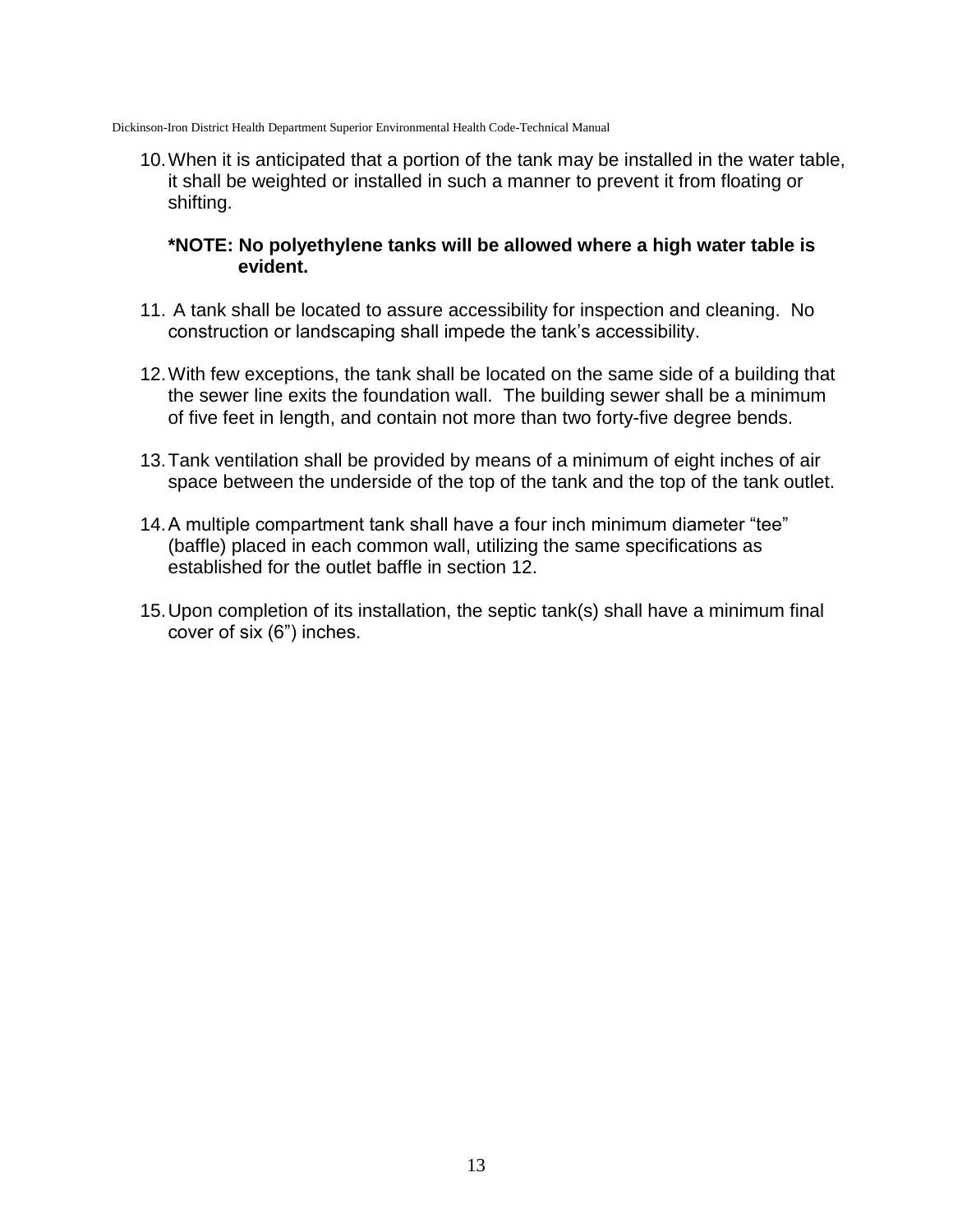10. When it is anticipated that a portion of the tank may be installed in the water table, it shall be weighted or installed in such a manner to prevent it from floating or shifting.

    **\*NOTE: No polyethylene tanks will be allowed where a high water table is evident.**

11. A tank shall be located to assure accessibility for inspection and cleaning. No construction or landscaping shall impede the tank's accessibility.

12. With few exceptions, the tank shall be located on the same side of a building that the sewer line exits the foundation wall. The building sewer shall be a minimum of five feet in length, and contain not more than two forty-five degree bends.

13. Tank ventilation shall be provided by means of a minimum of eight inches of air space between the underside of the top of the tank and the top of the tank outlet.

14. A multiple compartment tank shall have a four inch minimum diameter "tee" (baffle) placed in each common wall, utilizing the same specifications as established for the outlet baffle in section 12.

15. Upon completion of its installation, the septic tank(s) shall have a minimum final cover of six (6") inches.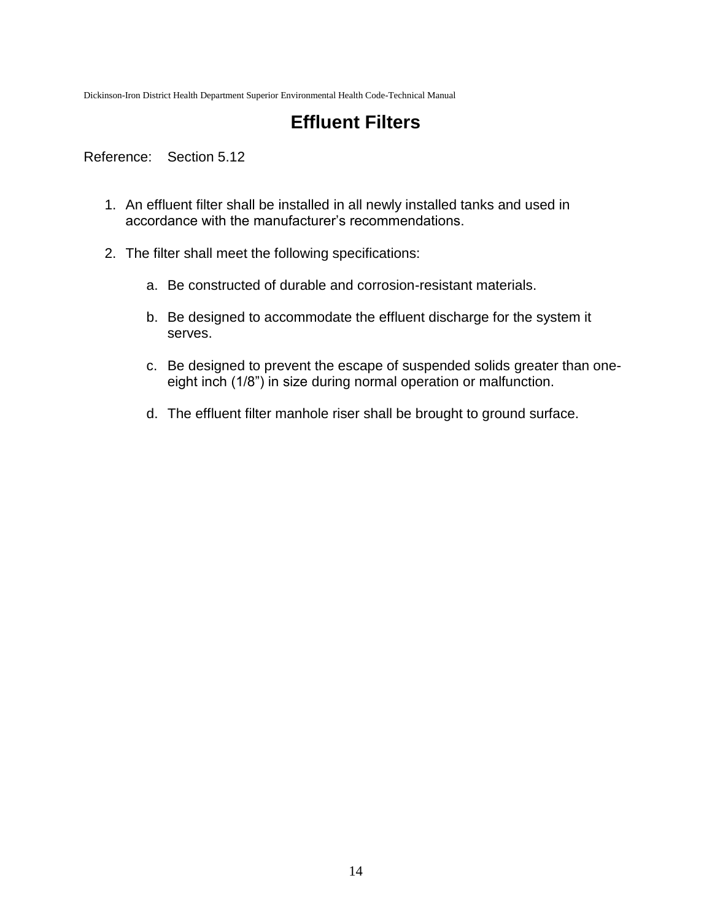# Effluent Filters

Reference: Section 5.12

1. An effluent filter shall be installed in all newly installed tanks and used in accordance with the manufacturer's recommendations.

2. The filter shall meet the following specifications:

   a. Be constructed of durable and corrosion-resistant materials.

   b. Be designed to accommodate the effluent discharge for the system it serves.

   c. Be designed to prevent the escape of suspended solids greater than one-eight inch (1/8") in size during normal operation or malfunction.

   d. The effluent filter manhole riser shall be brought to ground surface.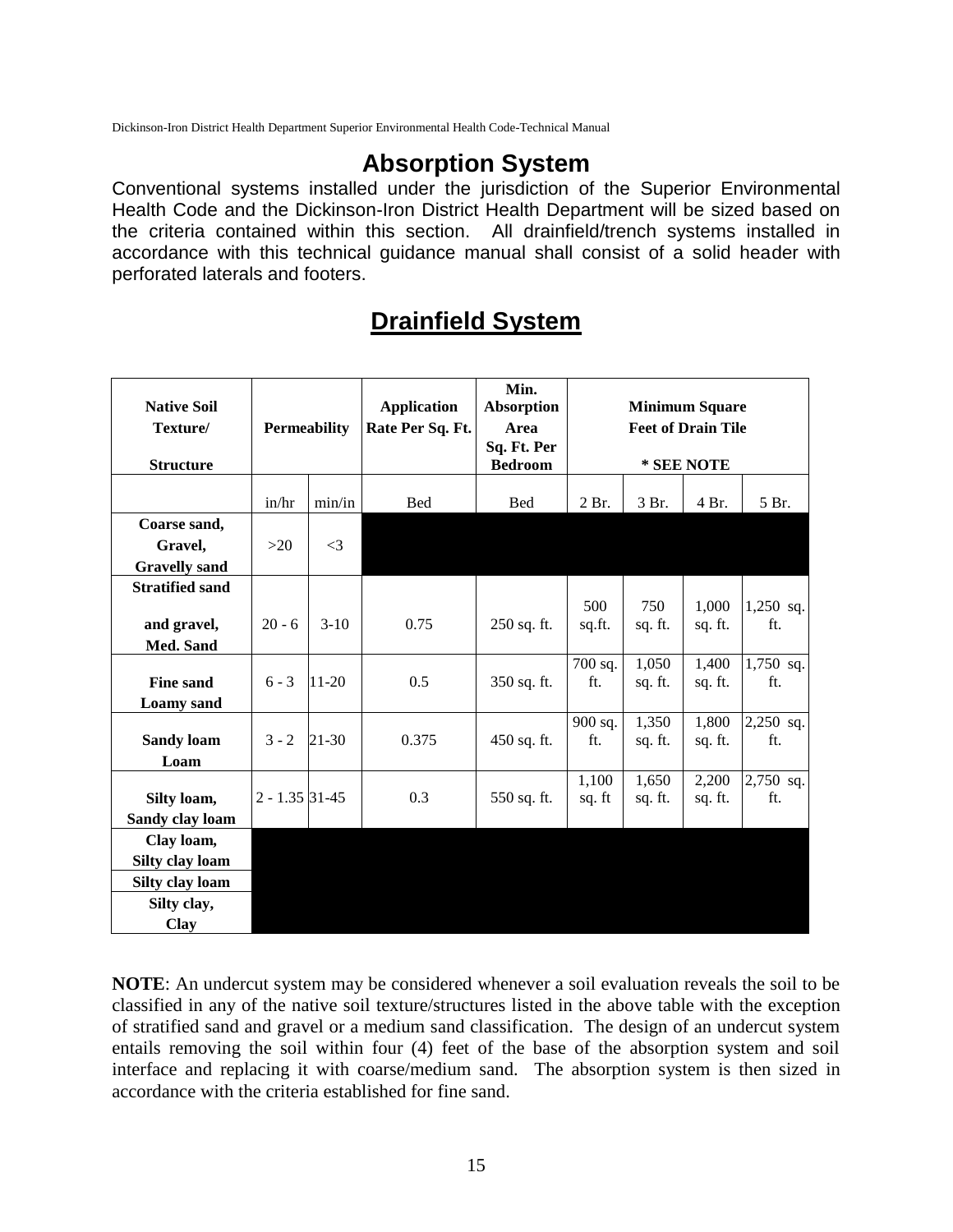# Absorption System

Conventional systems installed under the jurisdiction of the Superior Environmental Health Code and the Dickinson-Iron District Health Department will be sized based on the criteria contained within this section. All drainfield/trench systems installed in accordance with this technical guidance manual shall consist of a solid header with perforated laterals and footers.

## Drainfield System

| Native Soil Texture/ Structure | Permeability | | Application Rate Per Sq. Ft. | Min. Absorption Area Sq. Ft. Per Bedroom | Minimum Square Feet of Drain Tile * SEE NOTE | | | |
|---|---|---|---|---|---|---|---|---|
| | in/hr | min/in | Bed | Bed | 2 Br. | 3 Br. | 4 Br. | 5 Br. |
| Coarse sand, Gravel, Gravelly sand | >20 | <3 | | | | | | |
| Stratified sand and gravel, Med. Sand | 20 - 6 | 3-10 | 0.75 | 250 sq. ft. | 500 sq.ft. | 750 sq. ft. | 1,000 sq. ft. | 1,250 sq. ft. |
| Fine sand Loamy sand | 6 - 3 | 11-20 | 0.5 | 350 sq. ft. | 700 sq. ft. | 1,050 sq. ft. | 1,400 sq. ft. | 1,750 sq. ft. |
| Sandy loam Loam | 3 - 2 | 21-30 | 0.375 | 450 sq. ft. | 900 sq. ft. | 1,350 sq. ft. | 1,800 sq. ft. | 2,250 sq. ft. |
| Silty loam, Sandy clay loam | 2 - 1.35 | 31-45 | 0.3 | 550 sq. ft. | 1,100 sq. ft | 1,650 sq. ft. | 2,200 sq. ft. | 2,750 sq. ft. |
| Clay loam, Silty clay loam | | | | | | | | |
| Silty clay loam | | | | | | | | |
| Silty clay, Clay | | | | | | | | |

**NOTE**: An undercut system may be considered whenever a soil evaluation reveals the soil to be classified in any of the native soil texture/structures listed in the above table with the exception of stratified sand and gravel or a medium sand classification. The design of an undercut system entails removing the soil within four (4) feet of the base of the absorption system and soil interface and replacing it with coarse/medium sand. The absorption system is then sized in accordance with the criteria established for fine sand.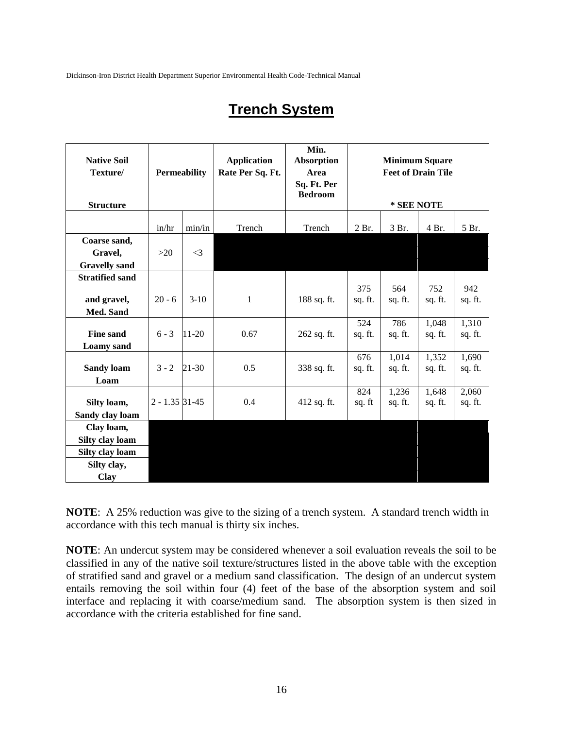# Trench System

| Native Soil Texture/ Structure | Permeability | | Application Rate Per Sq. Ft. | Min. Absorption Area Sq. Ft. Per Bedroom | Minimum Square Feet of Drain Tile * SEE NOTE | | | |
|---|---|---|---|---|---|---|---|---|
| | in/hr | min/in | Trench | Trench | 2 Br. | 3 Br. | 4 Br. | 5 Br. |
| Coarse sand, Gravel, Gravelly sand | >20 | <3 | | | | | | |
| Stratified sand and gravel, Med. Sand | 20 - 6 | 3-10 | 1 | 188 sq. ft. | 375 sq. ft. | 564 sq. ft. | 752 sq. ft. | 942 sq. ft. |
| Fine sand Loamy sand | 6 - 3 | 11-20 | 0.67 | 262 sq. ft. | 524 sq. ft. | 786 sq. ft. | 1,048 sq. ft. | 1,310 sq. ft. |
| Sandy loam Loam | 3 - 2 | 21-30 | 0.5 | 338 sq. ft. | 676 sq. ft. | 1,014 sq. ft. | 1,352 sq. ft. | 1,690 sq. ft. |
| Silty loam, Sandy clay loam | 2 - 1.35 | 31-45 | 0.4 | 412 sq. ft. | 824 sq. ft | 1,236 sq. ft. | 1,648 sq. ft. | 2,060 sq. ft. |
| Clay loam, Silty clay loam | | | | | | | | |
| Silty clay loam | | | | | | | | |
| Silty clay, Clay | | | | | | | | |

**NOTE**: A 25% reduction was give to the sizing of a trench system. A standard trench width in accordance with this tech manual is thirty six inches.

**NOTE**: An undercut system may be considered whenever a soil evaluation reveals the soil to be classified in any of the native soil texture/structures listed in the above table with the exception of stratified sand and gravel or a medium sand classification. The design of an undercut system entails removing the soil within four (4) feet of the base of the absorption system and soil interface and replacing it with coarse/medium sand. The absorption system is then sized in accordance with the criteria established for fine sand.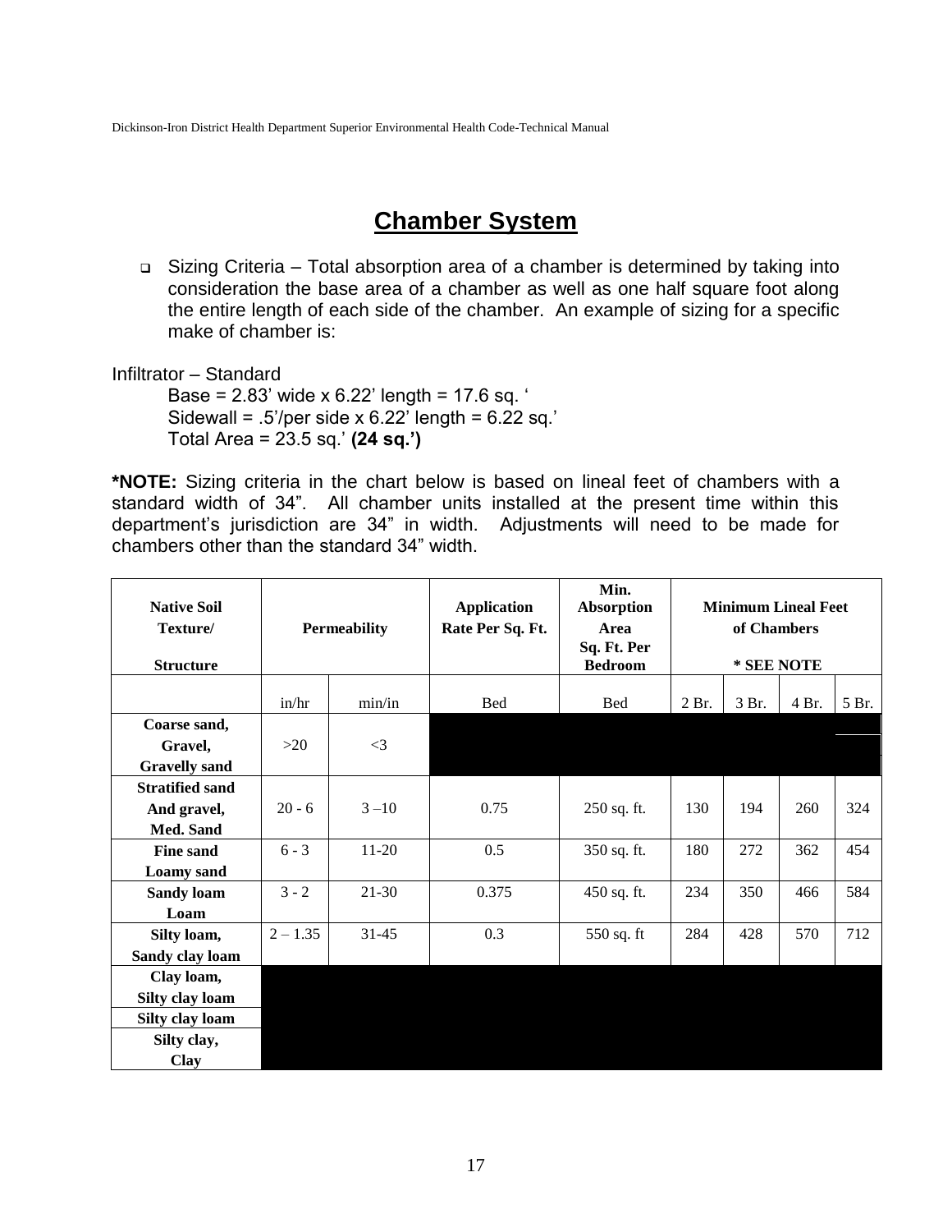# Chamber System

- Sizing Criteria – Total absorption area of a chamber is determined by taking into consideration the base area of a chamber as well as one half square foot along the entire length of each side of the chamber. An example of sizing for a specific make of chamber is:

Infiltrator – Standard

Base = 2.83' wide x 6.22' length = 17.6 sq. '
Sidewall = .5'/per side x 6.22' length = 6.22 sq.'
Total Area = 23.5 sq.' **(24 sq.')**

**\*NOTE:** Sizing criteria in the chart below is based on lineal feet of chambers with a standard width of 34". All chamber units installed at the present time within this department's jurisdiction are 34" in width. Adjustments will need to be made for chambers other than the standard 34" width.

| Native Soil Texture/ Structure | Permeability | | Application Rate Per Sq. Ft. | Min. Absorption Area Sq. Ft. Per Bedroom | Minimum Lineal Feet of Chambers * SEE NOTE | | | |
|---|---|---|---|---|---|---|---|---|
| | in/hr | min/in | Bed | Bed | 2 Br. | 3 Br. | 4 Br. | 5 Br. |
| Coarse sand, Gravel, Gravelly sand | >20 | <3 | | | | | | |
| Stratified sand And gravel, Med. Sand | 20 - 6 | 3 –10 | 0.75 | 250 sq. ft. | 130 | 194 | 260 | 324 |
| Fine sand Loamy sand | 6 - 3 | 11-20 | 0.5 | 350 sq. ft. | 180 | 272 | 362 | 454 |
| Sandy loam Loam | 3 - 2 | 21-30 | 0.375 | 450 sq. ft. | 234 | 350 | 466 | 584 |
| Silty loam, Sandy clay loam | 2 – 1.35 | 31-45 | 0.3 | 550 sq. ft | 284 | 428 | 570 | 712 |
| Clay loam, Silty clay loam | | | | | | | | |
| Silty clay loam | | | | | | | | |
| Silty clay, Clay | | | | | | | | |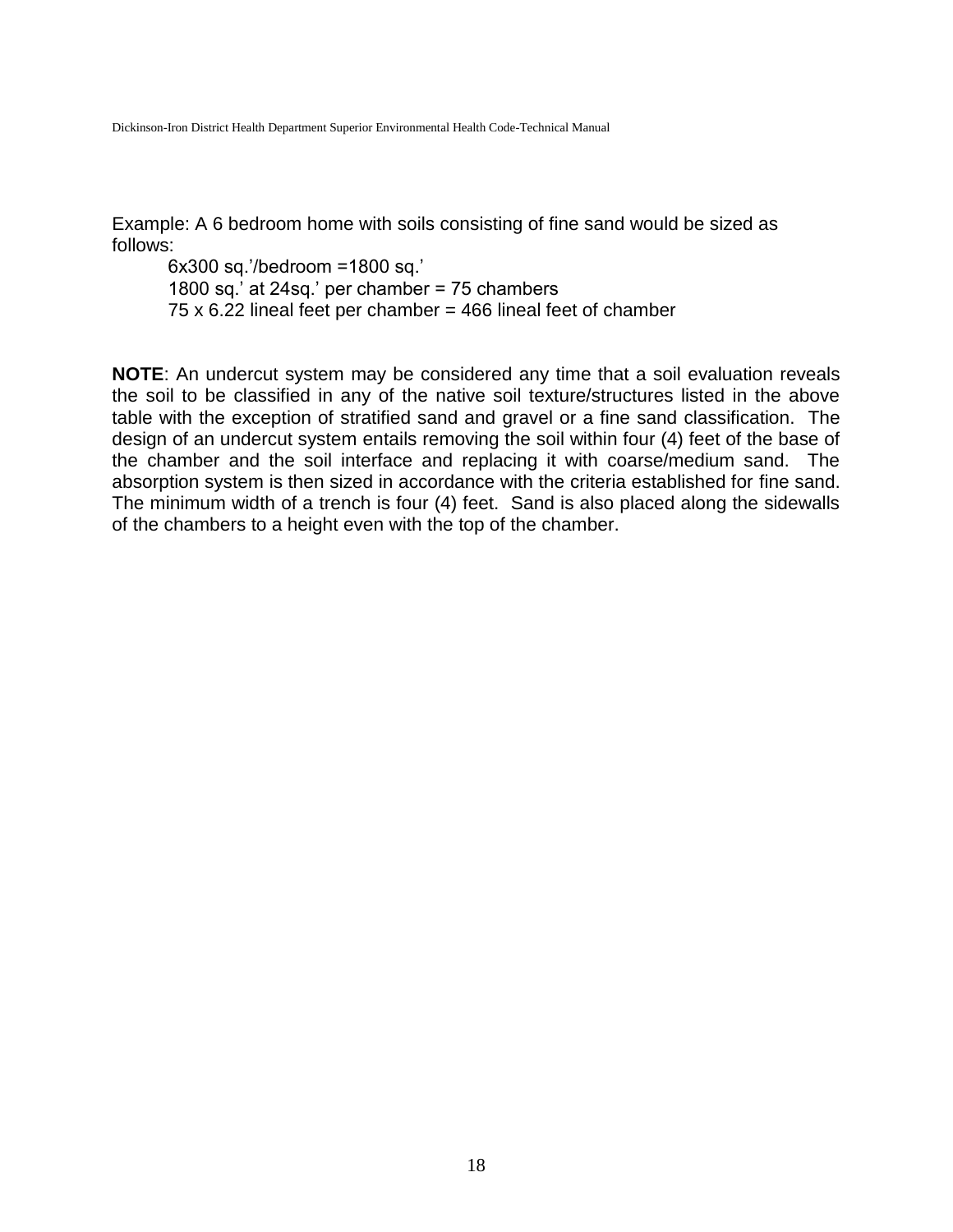Example: A 6 bedroom home with soils consisting of fine sand would be sized as follows:

6x300 sq.'/bedroom =1800 sq.'
1800 sq.' at 24sq.' per chamber = 75 chambers
75 x 6.22 lineal feet per chamber = 466 lineal feet of chamber

**NOTE**: An undercut system may be considered any time that a soil evaluation reveals the soil to be classified in any of the native soil texture/structures listed in the above table with the exception of stratified sand and gravel or a fine sand classification. The design of an undercut system entails removing the soil within four (4) feet of the base of the chamber and the soil interface and replacing it with coarse/medium sand. The absorption system is then sized in accordance with the criteria established for fine sand. The minimum width of a trench is four (4) feet. Sand is also placed along the sidewalls of the chambers to a height even with the top of the chamber.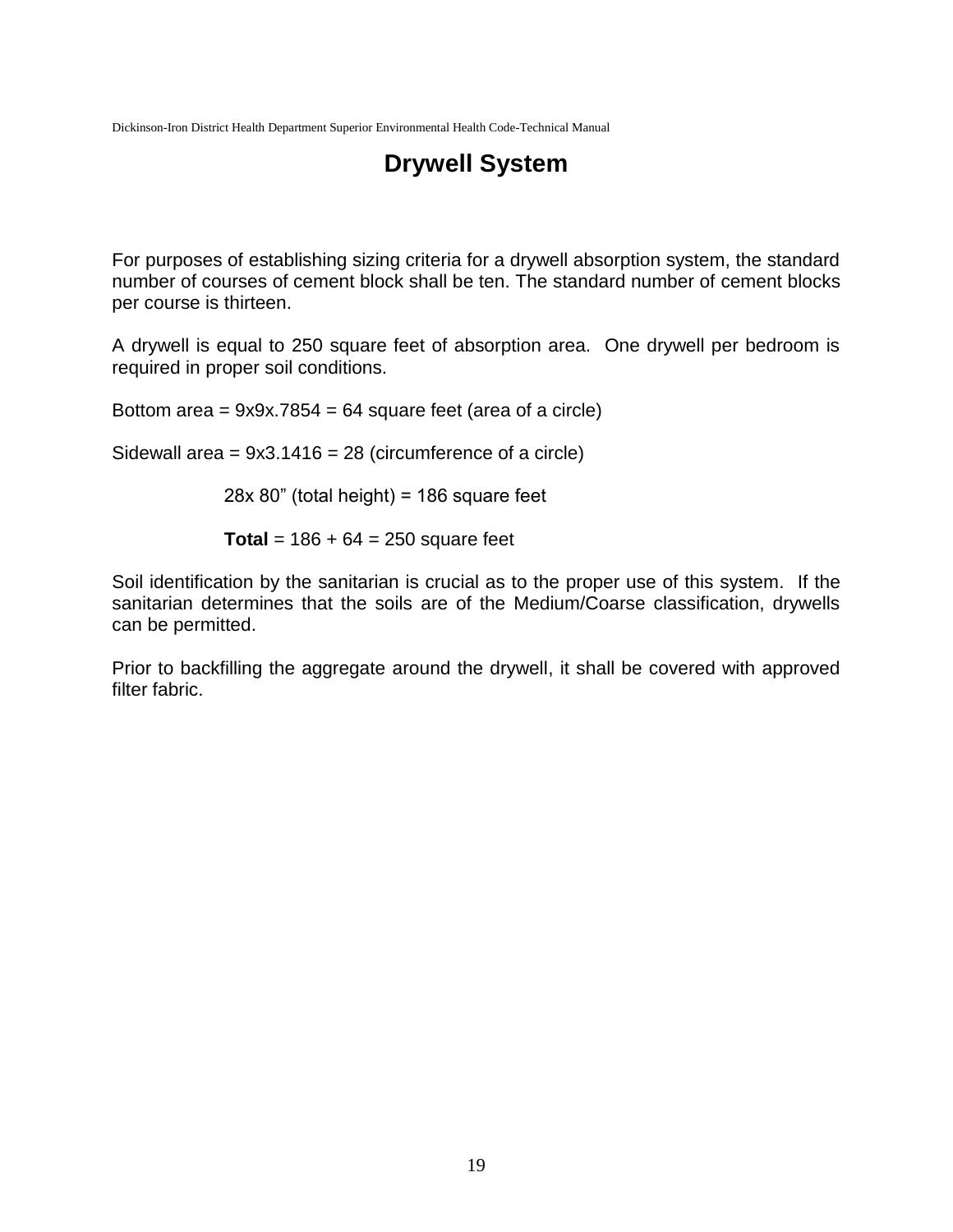# Drywell System

For purposes of establishing sizing criteria for a drywell absorption system, the standard number of courses of cement block shall be ten. The standard number of cement blocks per course is thirteen.

A drywell is equal to 250 square feet of absorption area. One drywell per bedroom is required in proper soil conditions.

Bottom area = 9x9x.7854 = 64 square feet (area of a circle)

Sidewall area = 9x3.1416 = 28 (circumference of a circle)

28x 80" (total height) = 186 square feet

**Total** = 186 + 64 = 250 square feet

Soil identification by the sanitarian is crucial as to the proper use of this system. If the sanitarian determines that the soils are of the Medium/Coarse classification, drywells can be permitted.

Prior to backfilling the aggregate around the drywell, it shall be covered with approved filter fabric.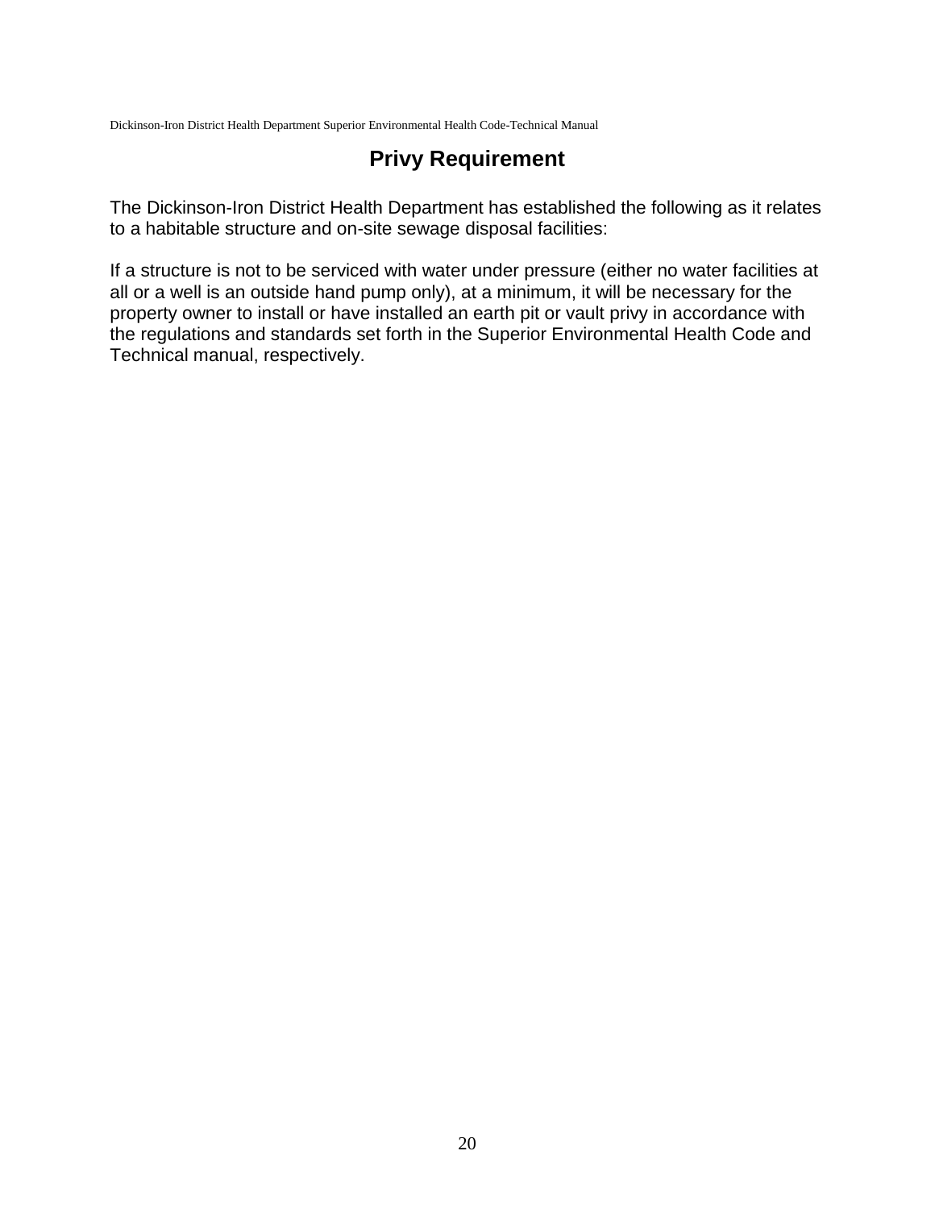# Privy Requirement

The Dickinson-Iron District Health Department has established the following as it relates to a habitable structure and on-site sewage disposal facilities:

If a structure is not to be serviced with water under pressure (either no water facilities at all or a well is an outside hand pump only), at a minimum, it will be necessary for the property owner to install or have installed an earth pit or vault privy in accordance with the regulations and standards set forth in the Superior Environmental Health Code and Technical manual, respectively.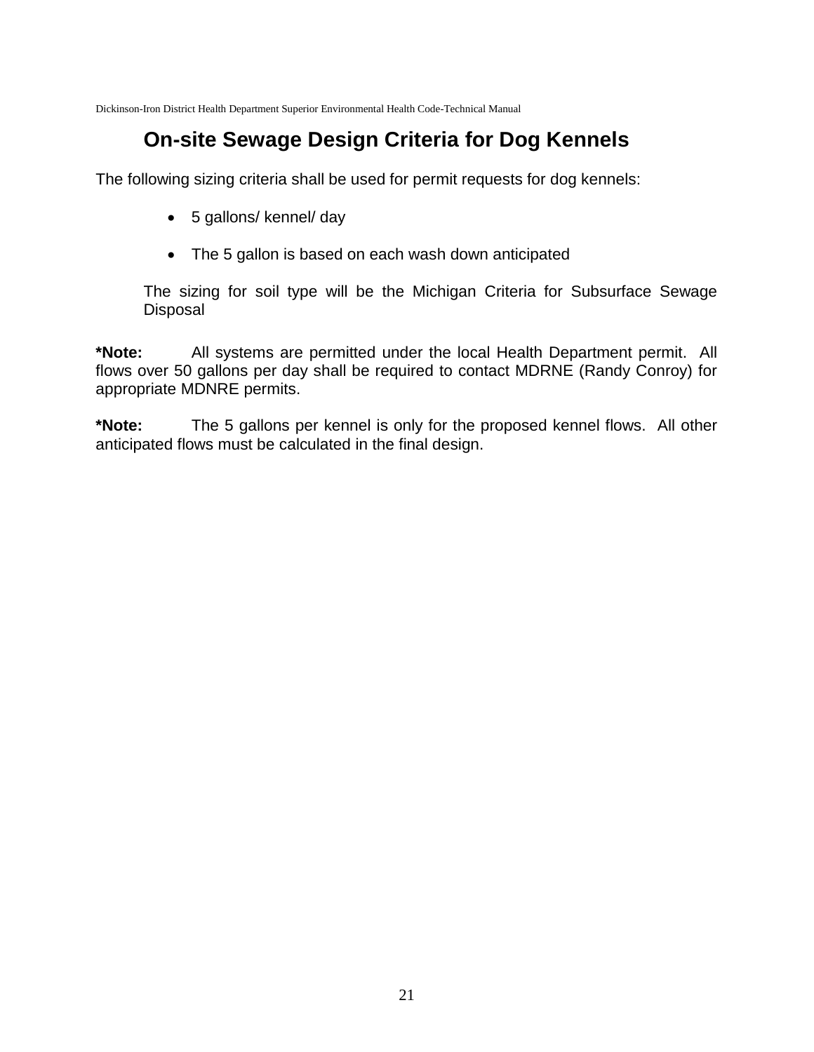# On-site Sewage Design Criteria for Dog Kennels

The following sizing criteria shall be used for permit requests for dog kennels:

- 5 gallons/ kennel/ day
- The 5 gallon is based on each wash down anticipated

The sizing for soil type will be the Michigan Criteria for Subsurface Sewage Disposal

**\*Note:** All systems are permitted under the local Health Department permit. All flows over 50 gallons per day shall be required to contact MDRNE (Randy Conroy) for appropriate MDNRE permits.

**\*Note:** The 5 gallons per kennel is only for the proposed kennel flows. All other anticipated flows must be calculated in the final design.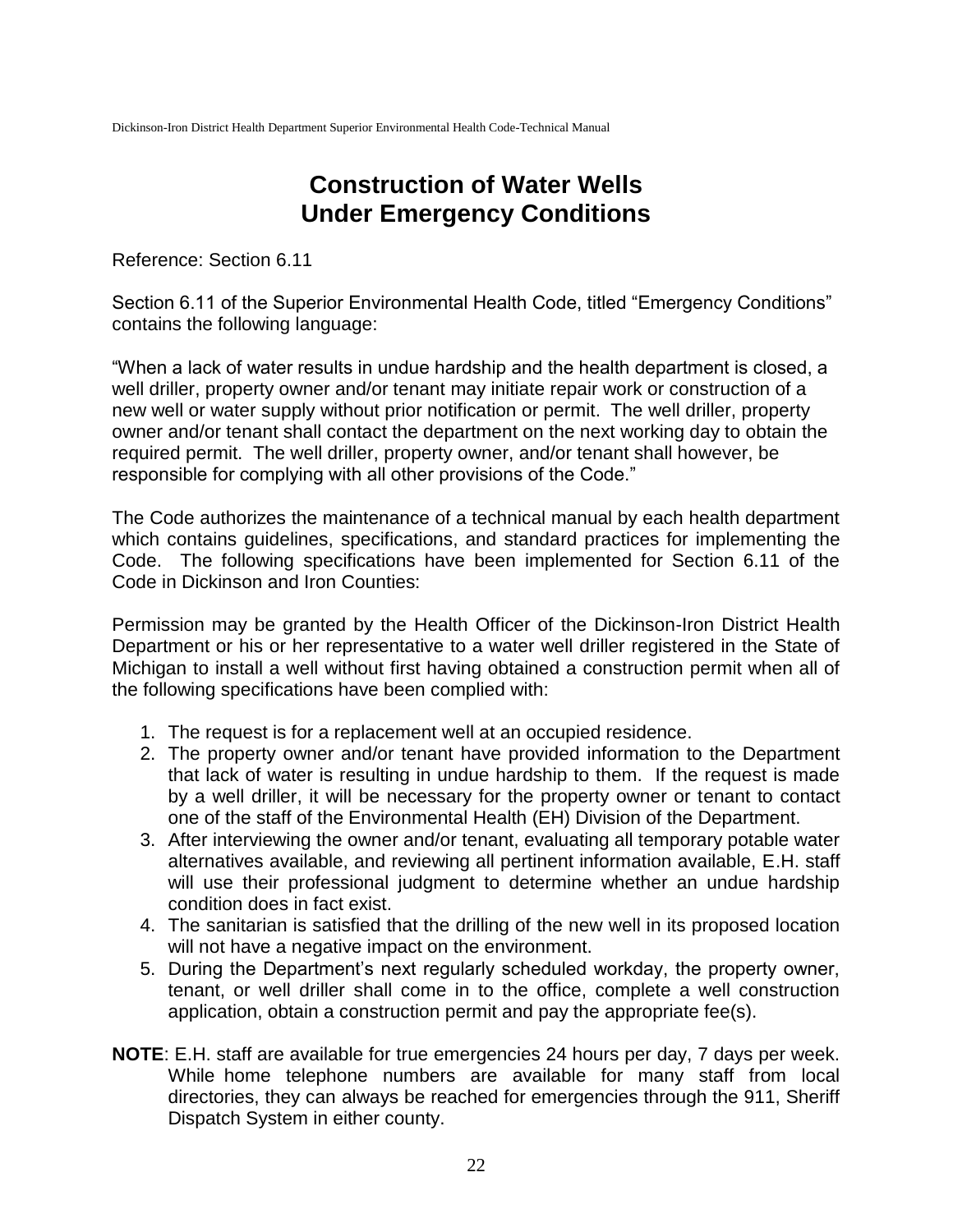# Construction of Water Wells Under Emergency Conditions

Reference: Section 6.11

Section 6.11 of the Superior Environmental Health Code, titled "Emergency Conditions" contains the following language:

"When a lack of water results in undue hardship and the health department is closed, a well driller, property owner and/or tenant may initiate repair work or construction of a new well or water supply without prior notification or permit. The well driller, property owner and/or tenant shall contact the department on the next working day to obtain the required permit. The well driller, property owner, and/or tenant shall however, be responsible for complying with all other provisions of the Code."

The Code authorizes the maintenance of a technical manual by each health department which contains guidelines, specifications, and standard practices for implementing the Code. The following specifications have been implemented for Section 6.11 of the Code in Dickinson and Iron Counties:

Permission may be granted by the Health Officer of the Dickinson-Iron District Health Department or his or her representative to a water well driller registered in the State of Michigan to install a well without first having obtained a construction permit when all of the following specifications have been complied with:

1. The request is for a replacement well at an occupied residence.
2. The property owner and/or tenant have provided information to the Department that lack of water is resulting in undue hardship to them. If the request is made by a well driller, it will be necessary for the property owner or tenant to contact one of the staff of the Environmental Health (EH) Division of the Department.
3. After interviewing the owner and/or tenant, evaluating all temporary potable water alternatives available, and reviewing all pertinent information available, E.H. staff will use their professional judgment to determine whether an undue hardship condition does in fact exist.
4. The sanitarian is satisfied that the drilling of the new well in its proposed location will not have a negative impact on the environment.
5. During the Department's next regularly scheduled workday, the property owner, tenant, or well driller shall come in to the office, complete a well construction application, obtain a construction permit and pay the appropriate fee(s).

**NOTE**: E.H. staff are available for true emergencies 24 hours per day, 7 days per week. While home telephone numbers are available for many staff from local directories, they can always be reached for emergencies through the 911, Sheriff Dispatch System in either county.